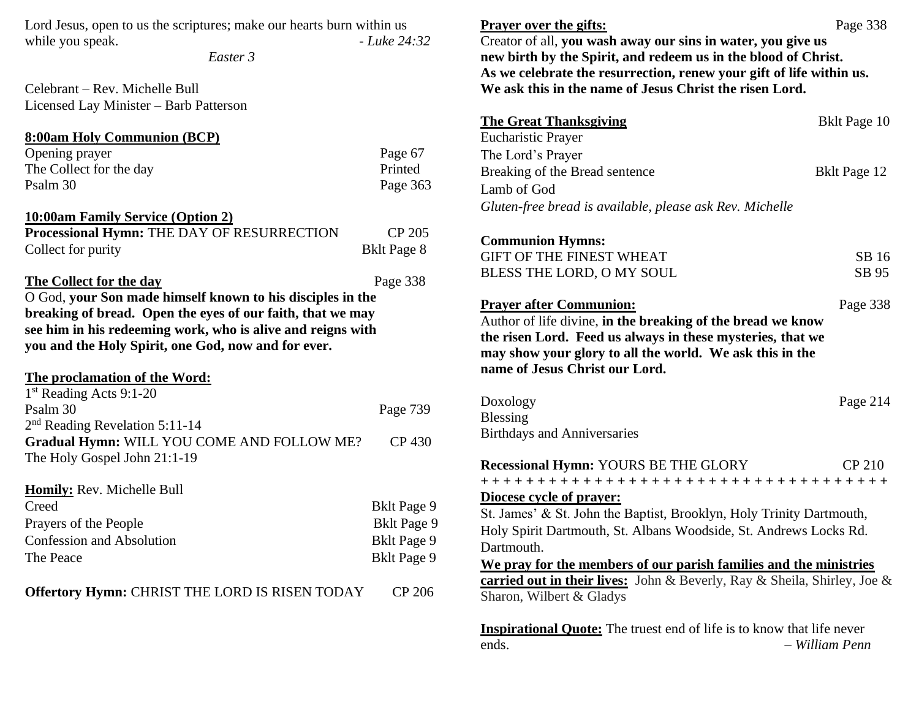Lord Jesus, open to us the scriptures; make our hearts burn within us while you speak. *- Luke 24:32*

*Easter 3*

Celebrant – Rev. Michelle Bull
Licensed Lay Minister – Barb Patterson

**8:00am Holy Communion (BCP)**

Opening prayer — Page 67
The Collect for the day — Printed
Psalm 30 — Page 363

**10:00am Family Service (Option 2)**

**Processional Hymn:** THE DAY OF RESURRECTION — CP 205
Collect for purity — Bklt Page 8

**The Collect for the day** — Page 338

O God, **your Son made himself known to his disciples in the breaking of bread. Open the eyes of our faith, that we may see him in his redeeming work, who is alive and reigns with you and the Holy Spirit, one God, now and for ever.**

**The proclamation of the Word:**

1st Reading Acts 9:1-20
Psalm 30 — Page 739
2nd Reading Revelation 5:11-14
**Gradual Hymn:** WILL YOU COME AND FOLLOW ME? — CP 430
The Holy Gospel John 21:1-19

**Homily:** Rev. Michelle Bull

Creed — Bklt Page 9
Prayers of the People — Bklt Page 9
Confession and Absolution — Bklt Page 9
The Peace — Bklt Page 9

**Offertory Hymn:** CHRIST THE LORD IS RISEN TODAY — CP 206

**Prayer over the gifts:** — Page 338

Creator of all, **you wash away our sins in water, you give us new birth by the Spirit, and redeem us in the blood of Christ. As we celebrate the resurrection, renew your gift of life within us. We ask this in the name of Jesus Christ the risen Lord.**

**The Great Thanksgiving** — Bklt Page 10

Eucharistic Prayer
The Lord's Prayer
Breaking of the Bread sentence — Bklt Page 12
Lamb of God
*Gluten-free bread is available, please ask Rev. Michelle*

**Communion Hymns:**

GIFT OF THE FINEST WHEAT — SB 16
BLESS THE LORD, O MY SOUL — SB 95

**Prayer after Communion:** — Page 338

Author of life divine, **in the breaking of the bread we know the risen Lord. Feed us always in these mysteries, that we may show your glory to all the world. We ask this in the name of Jesus Christ our Lord.**

Doxology — Page 214
Blessing
Birthdays and Anniversaries

**Recessional Hymn:** YOURS BE THE GLORY — CP 210

+ + + + + + + + + + + + + + + + + + + + + + + + + + + + + + + + + + + + + + +

**Diocese cycle of prayer:**

St. James' & St. John the Baptist, Brooklyn, Holy Trinity Dartmouth, Holy Spirit Dartmouth, St. Albans Woodside, St. Andrews Locks Rd. Dartmouth.

**We pray for the members of our parish families and the ministries carried out in their lives:** John & Beverly, Ray & Sheila, Shirley, Joe & Sharon, Wilbert & Gladys

**Inspirational Quote:** The truest end of life is to know that life never ends. *– William Penn*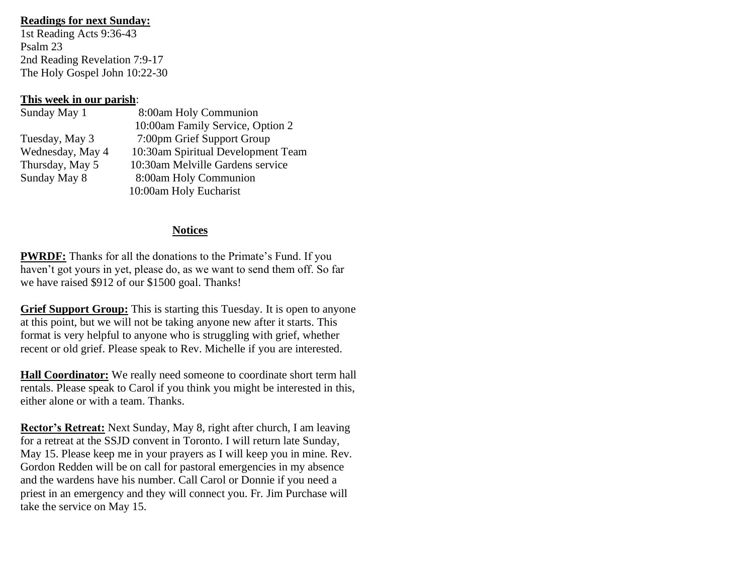**Readings for next Sunday:**

1st Reading Acts 9:36-43
Psalm 23
2nd Reading Revelation 7:9-17
The Holy Gospel John 10:22-30

**This week in our parish**:

| | |
|---|---|
| Sunday May 1 | 8:00am Holy Communion |
| | 10:00am Family Service, Option 2 |
| Tuesday, May 3 | 7:00pm Grief Support Group |
| Wednesday, May 4 | 10:30am Spiritual Development Team |
| Thursday, May 5 | 10:30am Melville Gardens service |
| Sunday May 8 | 8:00am Holy Communion |
| | 10:00am Holy Eucharist |

## Notices

**PWRDF:** Thanks for all the donations to the Primate's Fund. If you haven't got yours in yet, please do, as we want to send them off. So far we have raised $912 of our $1500 goal. Thanks!

**Grief Support Group:** This is starting this Tuesday. It is open to anyone at this point, but we will not be taking anyone new after it starts. This format is very helpful to anyone who is struggling with grief, whether recent or old grief. Please speak to Rev. Michelle if you are interested.

**Hall Coordinator:** We really need someone to coordinate short term hall rentals. Please speak to Carol if you think you might be interested in this, either alone or with a team. Thanks.

**Rector's Retreat:** Next Sunday, May 8, right after church, I am leaving for a retreat at the SSJD convent in Toronto. I will return late Sunday, May 15. Please keep me in your prayers as I will keep you in mine. Rev. Gordon Redden will be on call for pastoral emergencies in my absence and the wardens have his number. Call Carol or Donnie if you need a priest in an emergency and they will connect you. Fr. Jim Purchase will take the service on May 15.